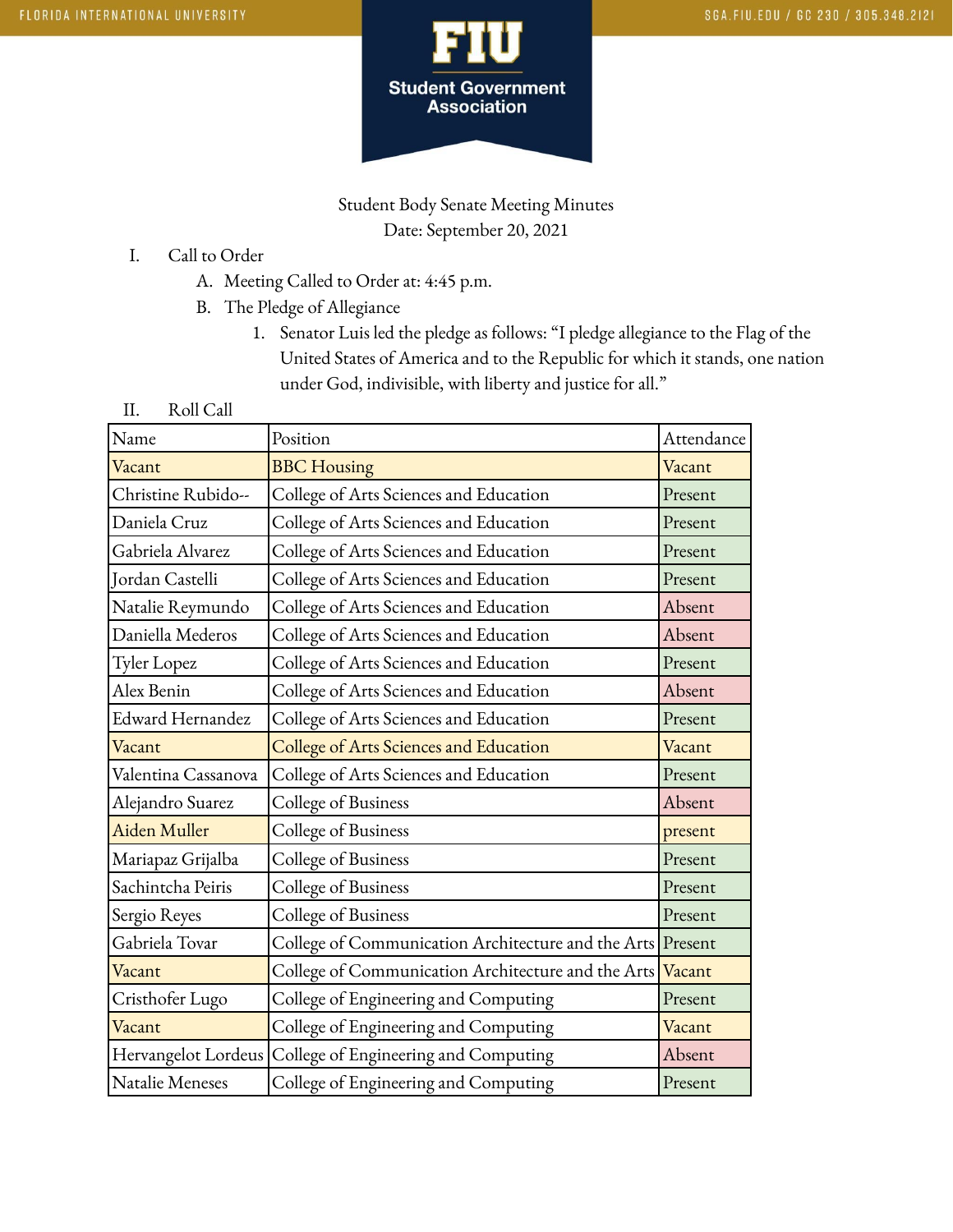Student Body Senate Meeting Minutes
Date: September 20, 2021

I. Call to Order
   A. Meeting Called to Order at: 4:45 p.m.
   B. The Pledge of Allegiance
      1. Senator Luis led the pledge as follows: "I pledge allegiance to the Flag of the United States of America and to the Republic for which it stands, one nation under God, indivisible, with liberty and justice for all."

II. Roll Call

| Name | Position | Attendance |
|---|---|---|
| Vacant | BBC Housing | Vacant |
| Christine Rubido-- | College of Arts Sciences and Education | Present |
| Daniela Cruz | College of Arts Sciences and Education | Present |
| Gabriela Alvarez | College of Arts Sciences and Education | Present |
| Jordan Castelli | College of Arts Sciences and Education | Present |
| Natalie Reymundo | College of Arts Sciences and Education | Absent |
| Daniella Mederos | College of Arts Sciences and Education | Absent |
| Tyler Lopez | College of Arts Sciences and Education | Present |
| Alex Benin | College of Arts Sciences and Education | Absent |
| Edward Hernandez | College of Arts Sciences and Education | Present |
| Vacant | College of Arts Sciences and Education | Vacant |
| Valentina Cassanova | College of Arts Sciences and Education | Present |
| Alejandro Suarez | College of Business | Absent |
| Aiden Muller | College of Business | present |
| Mariapaz Grijalba | College of Business | Present |
| Sachintcha Peiris | College of Business | Present |
| Sergio Reyes | College of Business | Present |
| Gabriela Tovar | College of Communication Architecture and the Arts | Present |
| Vacant | College of Communication Architecture and the Arts | Vacant |
| Cristhofer Lugo | College of Engineering and Computing | Present |
| Vacant | College of Engineering and Computing | Vacant |
| Hervangelot Lordeus | College of Engineering and Computing | Absent |
| Natalie Meneses | College of Engineering and Computing | Present |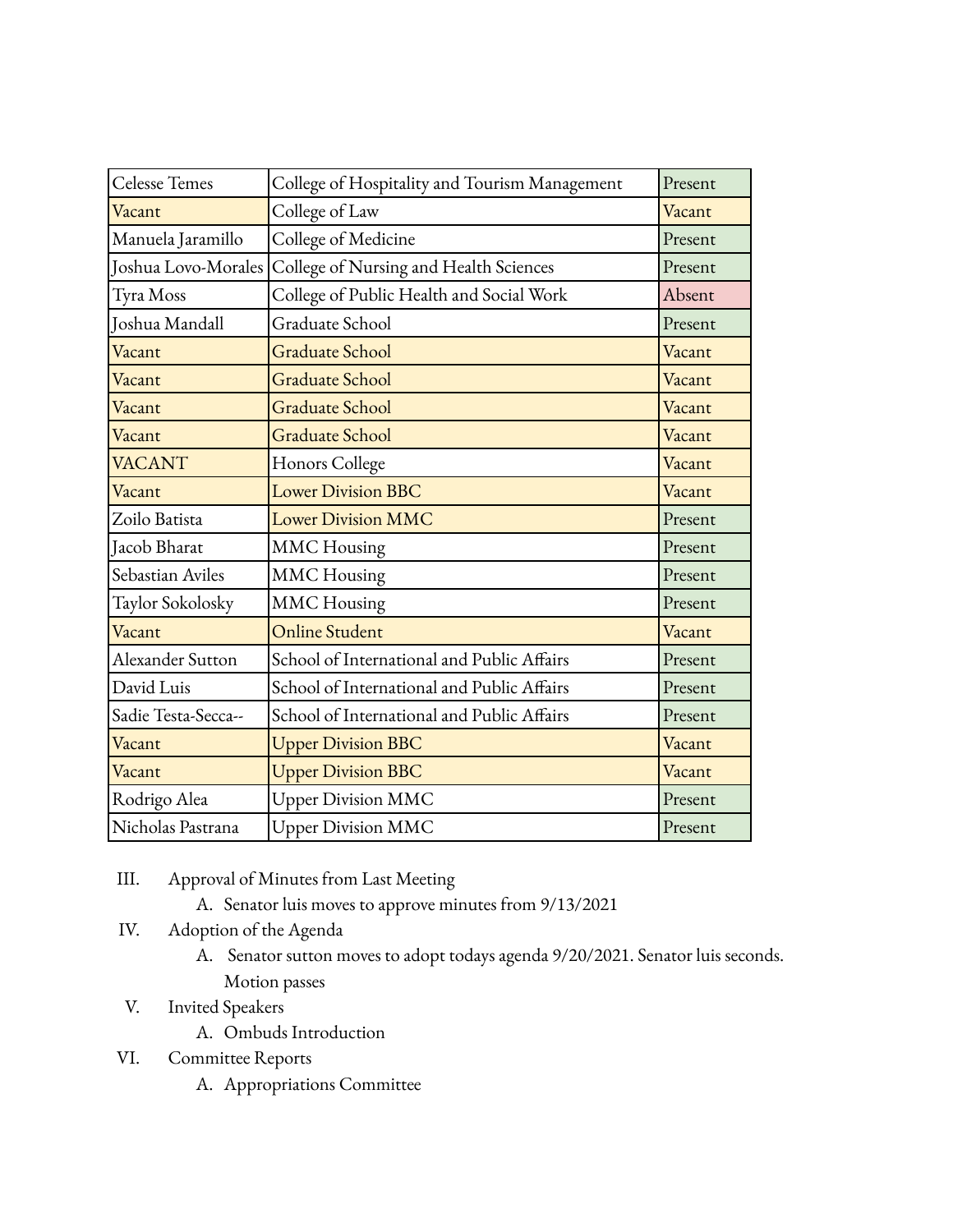| Celesse Temes | College of Hospitality and Tourism Management | Present |
|---|---|---|
| Vacant | College of Law | Vacant |
| Manuela Jaramillo | College of Medicine | Present |
| Joshua Lovo-Morales | College of Nursing and Health Sciences | Present |
| Tyra Moss | College of Public Health and Social Work | Absent |
| Joshua Mandall | Graduate School | Present |
| Vacant | Graduate School | Vacant |
| Vacant | Graduate School | Vacant |
| Vacant | Graduate School | Vacant |
| Vacant | Graduate School | Vacant |
| VACANT | Honors College | Vacant |
| Vacant | Lower Division BBC | Vacant |
| Zoilo Batista | Lower Division MMC | Present |
| Jacob Bharat | MMC Housing | Present |
| Sebastian Aviles | MMC Housing | Present |
| Taylor Sokolosky | MMC Housing | Present |
| Vacant | Online Student | Vacant |
| Alexander Sutton | School of International and Public Affairs | Present |
| David Luis | School of International and Public Affairs | Present |
| Sadie Testa-Secca-- | School of International and Public Affairs | Present |
| Vacant | Upper Division BBC | Vacant |
| Vacant | Upper Division BBC | Vacant |
| Rodrigo Alea | Upper Division MMC | Present |
| Nicholas Pastrana | Upper Division MMC | Present |

III. Approval of Minutes from Last Meeting
   A. Senator luis moves to approve minutes from 9/13/2021

IV. Adoption of the Agenda
   A. Senator sutton moves to adopt todays agenda 9/20/2021. Senator luis seconds. Motion passes

V. Invited Speakers
   A. Ombuds Introduction

VI. Committee Reports
   A. Appropriations Committee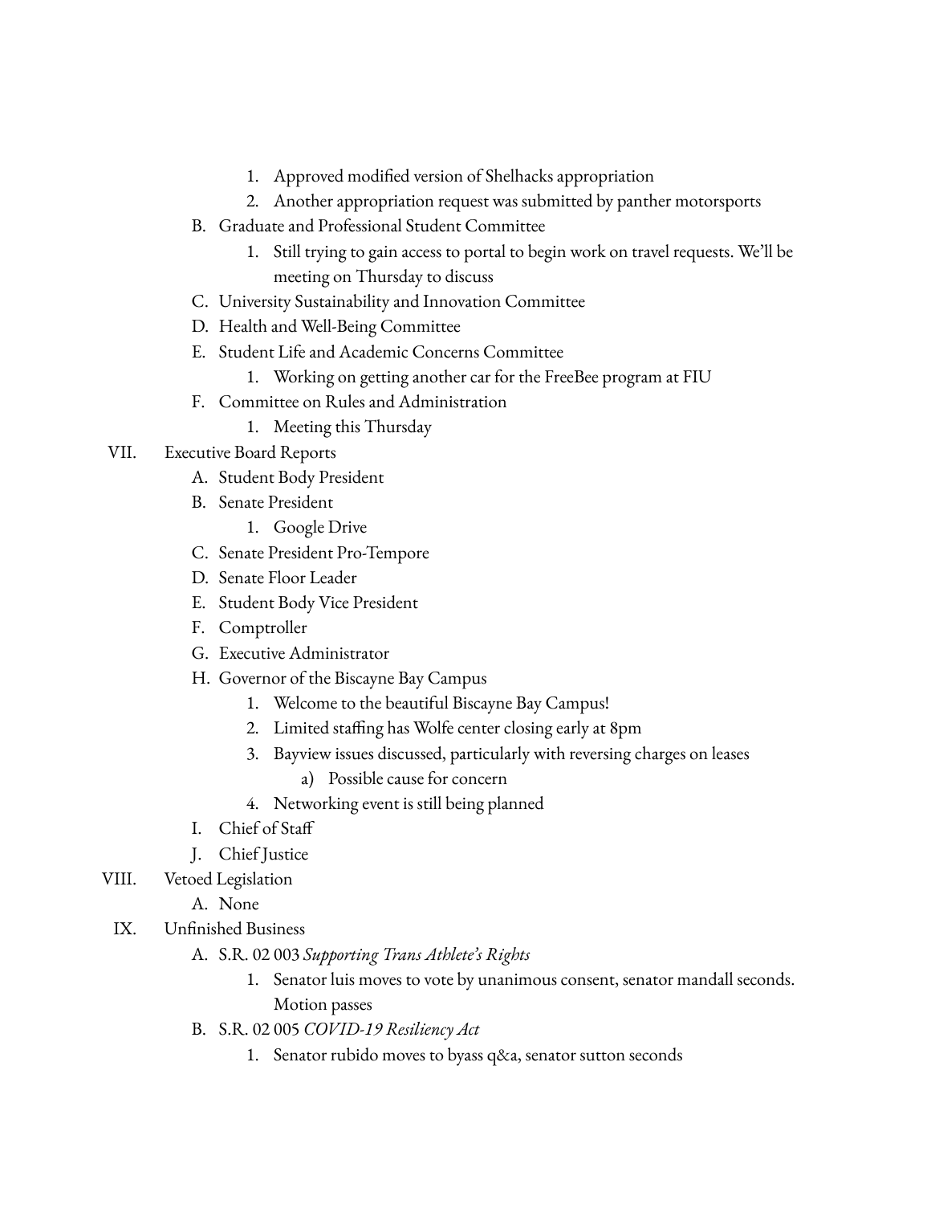1. Approved modified version of Shelhacks appropriation
2. Another appropriation request was submitted by panther motorsports

B. Graduate and Professional Student Committee

1. Still trying to gain access to portal to begin work on travel requests. We'll be meeting on Thursday to discuss

C. University Sustainability and Innovation Committee

D. Health and Well-Being Committee

E. Student Life and Academic Concerns Committee

1. Working on getting another car for the FreeBee program at FIU

F. Committee on Rules and Administration

1. Meeting this Thursday

VII. Executive Board Reports

A. Student Body President

B. Senate President

1. Google Drive

C. Senate President Pro-Tempore

D. Senate Floor Leader

E. Student Body Vice President

F. Comptroller

G. Executive Administrator

H. Governor of the Biscayne Bay Campus

1. Welcome to the beautiful Biscayne Bay Campus!
2. Limited staffing has Wolfe center closing early at 8pm
3. Bayview issues discussed, particularly with reversing charges on leases
   a) Possible cause for concern
4. Networking event is still being planned

I. Chief of Staff

J. Chief Justice

VIII. Vetoed Legislation

A. None

IX. Unfinished Business

A. S.R. 02 003 *Supporting Trans Athlete's Rights*

1. Senator luis moves to vote by unanimous consent, senator mandall seconds. Motion passes

B. S.R. 02 005 *COVID-19 Resiliency Act*

1. Senator rubido moves to byass q&a, senator sutton seconds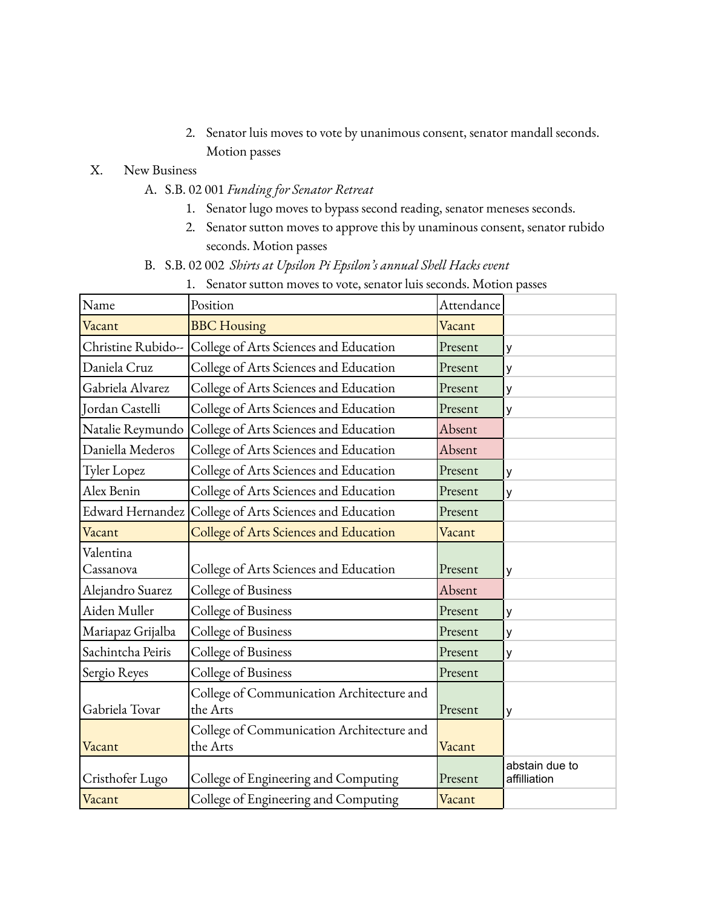2. Senator luis moves to vote by unanimous consent, senator mandall seconds. Motion passes

X. New Business

A. S.B. 02 001 *Funding for Senator Retreat*

1. Senator lugo moves to bypass second reading, senator meneses seconds.
2. Senator sutton moves to approve this by unaminous consent, senator rubido seconds. Motion passes

B. S.B. 02 002 *Shirts at Upsilon Pi Epsilon's annual Shell Hacks event*

1. Senator sutton moves to vote, senator luis seconds. Motion passes

| Name | Position | Attendance | |
|---|---|---|---|
| Vacant | BBC Housing | Vacant | |
| Christine Rubido-- | College of Arts Sciences and Education | Present | y |
| Daniela Cruz | College of Arts Sciences and Education | Present | y |
| Gabriela Alvarez | College of Arts Sciences and Education | Present | y |
| Jordan Castelli | College of Arts Sciences and Education | Present | y |
| Natalie Reymundo | College of Arts Sciences and Education | Absent | |
| Daniella Mederos | College of Arts Sciences and Education | Absent | |
| Tyler Lopez | College of Arts Sciences and Education | Present | y |
| Alex Benin | College of Arts Sciences and Education | Present | y |
| Edward Hernandez | College of Arts Sciences and Education | Present | |
| Vacant | College of Arts Sciences and Education | Vacant | |
| Valentina Cassanova | College of Arts Sciences and Education | Present | y |
| Alejandro Suarez | College of Business | Absent | |
| Aiden Muller | College of Business | Present | y |
| Mariapaz Grijalba | College of Business | Present | y |
| Sachintcha Peiris | College of Business | Present | y |
| Sergio Reyes | College of Business | Present | |
| Gabriela Tovar | College of Communication Architecture and the Arts | Present | y |
| Vacant | College of Communication Architecture and the Arts | Vacant | |
| Cristhofer Lugo | College of Engineering and Computing | Present | abstain due to affilliation |
| Vacant | College of Engineering and Computing | Vacant | |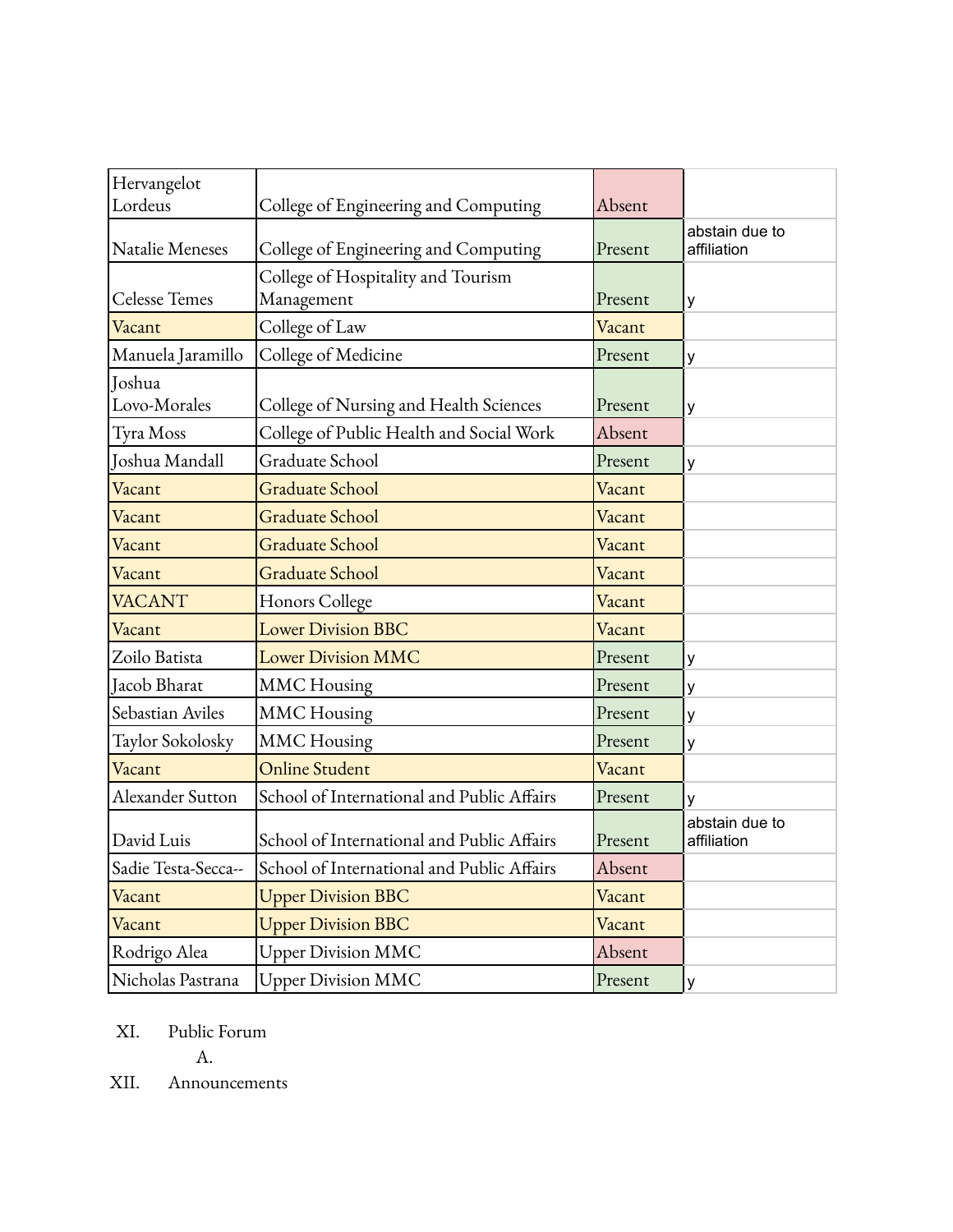| | | | |
|---|---|---|---|
| Hervangelot Lordeus | College of Engineering and Computing | Absent | |
| Natalie Meneses | College of Engineering and Computing | Present | abstain due to affiliation |
| Celesse Temes | College of Hospitality and Tourism Management | Present | y |
| Vacant | College of Law | Vacant | |
| Manuela Jaramillo | College of Medicine | Present | y |
| Joshua Lovo-Morales | College of Nursing and Health Sciences | Present | y |
| Tyra Moss | College of Public Health and Social Work | Absent | |
| Joshua Mandall | Graduate School | Present | y |
| Vacant | Graduate School | Vacant | |
| Vacant | Graduate School | Vacant | |
| Vacant | Graduate School | Vacant | |
| Vacant | Graduate School | Vacant | |
| VACANT | Honors College | Vacant | |
| Vacant | Lower Division BBC | Vacant | |
| Zoilo Batista | Lower Division MMC | Present | y |
| Jacob Bharat | MMC Housing | Present | y |
| Sebastian Aviles | MMC Housing | Present | y |
| Taylor Sokolosky | MMC Housing | Present | y |
| Vacant | Online Student | Vacant | |
| Alexander Sutton | School of International and Public Affairs | Present | y |
| David Luis | School of International and Public Affairs | Present | abstain due to affiliation |
| Sadie Testa-Secca-- | School of International and Public Affairs | Absent | |
| Vacant | Upper Division BBC | Vacant | |
| Vacant | Upper Division BBC | Vacant | |
| Rodrigo Alea | Upper Division MMC | Absent | |
| Nicholas Pastrana | Upper Division MMC | Present | y |

XI. Public Forum

  A.

XII. Announcements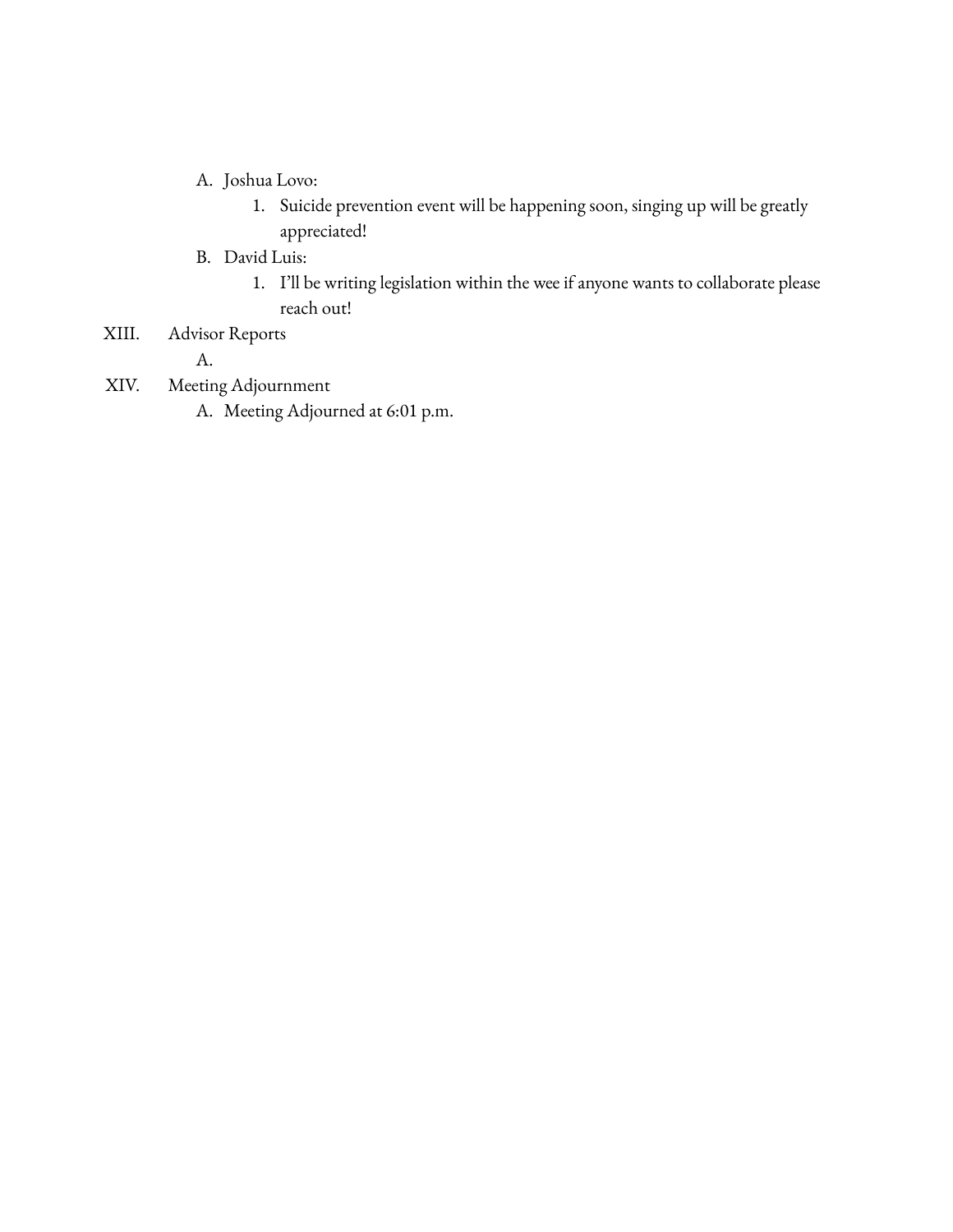A. Joshua Lovo:
   1. Suicide prevention event will be happening soon, singing up will be greatly appreciated!

B. David Luis:
   1. I'll be writing legislation within the wee if anyone wants to collaborate please reach out!

XIII. Advisor Reports

A.

XIV. Meeting Adjournment

A. Meeting Adjourned at 6:01 p.m.